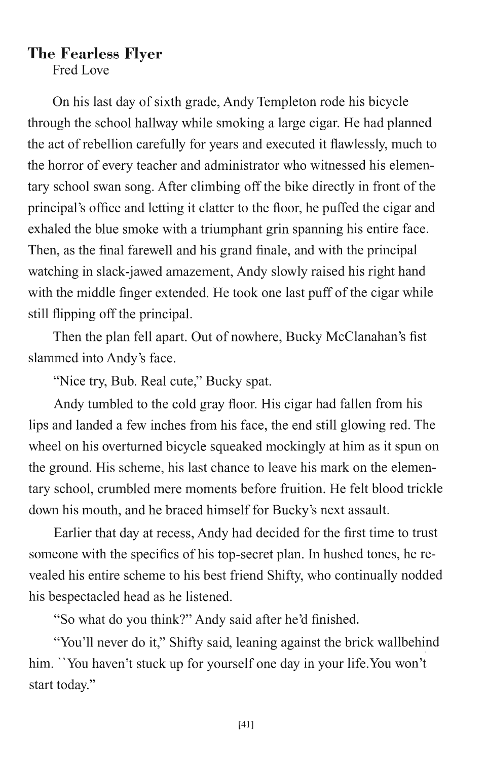## The Fearless Flyer

Fred Love

On his last day of sixth grade, Andy Templeton rode his bicycle through the school hallway while smoking a large cigar. He had planned the act of rebellion carefully for years and executed it flawlessly, much to the horror of every teacher and administrator who witnessed his elementary school swan song. After climbing off the bike directly in front of the principal's office and letting it clatter to the floor, he puffed the cigar and exhaled the blue smoke with a triumphant grin spanning his entire face. Then, as the final farewell and his grand finale, and with the principal watching in slack-jawed amazement, Andy slowly raised his right hand with the middle finger extended. He took one last puff of the cigar while still flipping off the principal.

Then the plan fell apart. Out of nowhere, Bucky McClanahan's fist slammed into Andy's face.

"Nice try, Bub. Real cute," Bucky spat.

Andy tumbled to the cold gray floor. His cigar had fallen from his lips and landed a few inches from his face, the end still glowing red. The wheel on his overturned bicycle squeaked mockingly at him as it spun on the ground. His scheme, his last chance to leave his mark on the elementary school, crumbled mere moments before fruition. He felt blood trickle down his mouth, and he braced himself for Bucky's next assault.

Earlier that day at recess, Andy had decided for the first time to trust someone with the specifics of his top-secret plan. In hushed tones, he revealed his entire scheme to his best friend Shifty, who continually nodded his bespectacled head as he listened.

"So what do you think?" Andy said after he'd finished.

"You'll never do it," Shifty said, leaning against the brick wallbehind him. "You haven't stuck up for yourself one day in your life.You won't start today."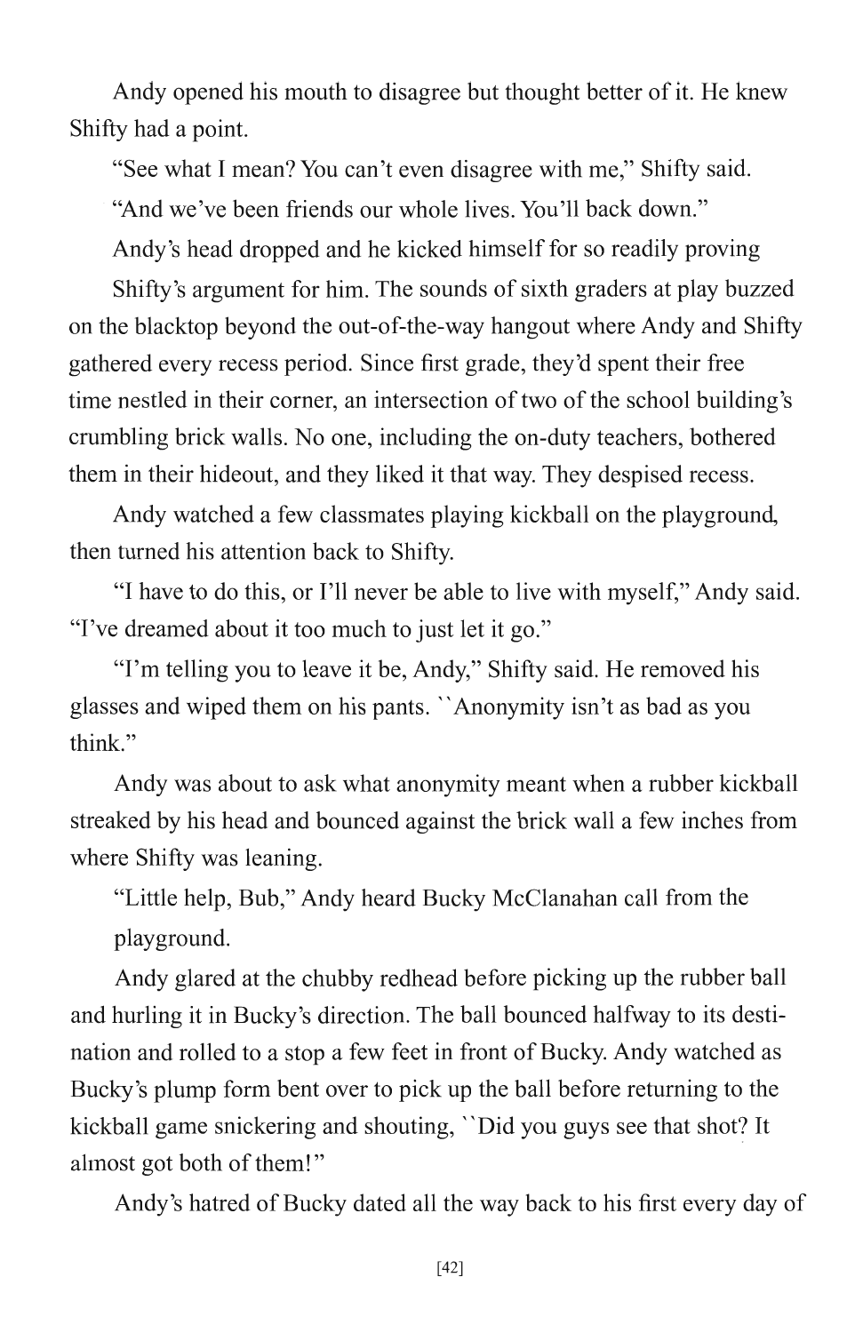Andy opened his mouth to disagree but thought better of it. He knew Shifty had a point.

"See what I mean? You can't even disagree with me," Shifty said. "And we've been friends our whole lives. You'll back down."

Andy's head dropped and he kicked himself for so readily proving Shifty's argument for him. The sounds of sixth graders at play buzzed on the blacktop beyond the out-of-the-way hangout where Andy and Shifty gathered every recess period. Since first grade, they'd spent their free time nestled in their corner, an intersection of two of the school building's crumbling brick walls. No one, including the on-duty teachers, bothered them in their hideout, and they liked it that way. They despised recess.

Andy watched a few classmates playing kickball on the playground, then turned his attention back to Shifty.

"I have to do this, or I'll never be able to live with myself," Andy said. "I've dreamed about it too much to just let it go."

"I'm telling you to leave it be, Andy," Shifty said. He removed his glasses and wiped them on his pants. "Anonymity isn't as bad as you think."

Andy was about to ask what anonymity meant when a rubber kickball streaked by his head and bounced against the brick wall a few inches from where Shifty was leaning.

"Little help, Bub," Andy heard Bucky McClanahan call from the playground.

Andy glared at the chubby redhead before picking up the rubber ball and hurling it in Bucky's direction. The ball bounced halfway to its destination and rolled to a stop a few feet in front of Bucky. Andy watched as Bucky's plump form bent over to pick up the ball before returning to the kickball game snickering and shouting, "Did you guys see that shot? It almost got both of them!"

Andy's hatred of Bucky dated all the way back to his first every day of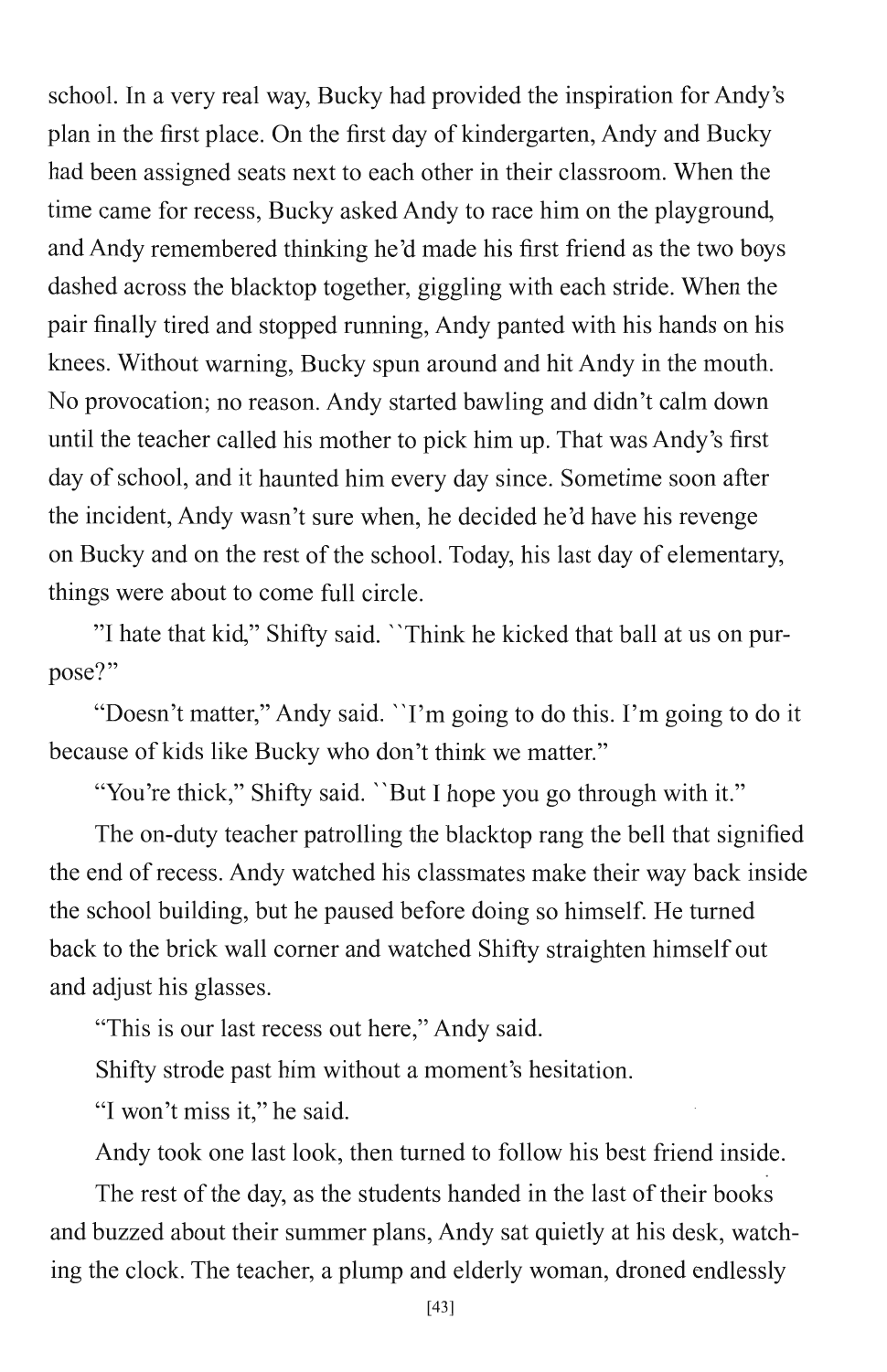school. In a very real way, Bucky had provided the inspiration for Andy's plan in the first place. On the first day of kindergarten, Andy and Bucky had been assigned seats next to each other in their classroom. When the time came for recess, Bucky asked Andy to race him on the playground, and Andy remembered thinking he'd made his first friend as the two boys dashed across the blacktop together, giggling with each stride. When the pair finally tired and stopped running, Andy panted with his hands on his knees. Without warning, Bucky spun around and hit Andy in the mouth. No provocation; no reason. Andy started bawling and didn't calm down until the teacher called his mother to pick him up. That was Andy's first day of school, and it haunted him every day since. Sometime soon after the incident, Andy wasn't sure when, he decided he'd have his revenge on Bucky and on the rest of the school. Today, his last day of elementary, things were about to come full circle.

"I hate that kid," Shifty said. ``Think he kicked that ball at us on purpose?"

"Doesn't matter," Andy said. ``I'm going to do this. I'm going to do it because of kids like Bucky who don't think we matter."

"You're thick," Shifty said. ``But I hope you go through with it."

The on-duty teacher patrolling the blacktop rang the bell that signified the end of recess. Andy watched his classmates make their way back inside the school building, but he paused before doing so himself. He turned back to the brick wall corner and watched Shifty straighten himself out and adjust his glasses.

"This is our last recess out here," Andy said.

Shifty strode past him without a moment's hesitation.

"I won't miss it," he said.

Andy took one last look, then turned to follow his best friend inside.

The rest of the day, as the students handed in the last of their books and buzzed about their summer plans, Andy sat quietly at his desk, watching the clock. The teacher, a plump and elderly woman, droned endlessly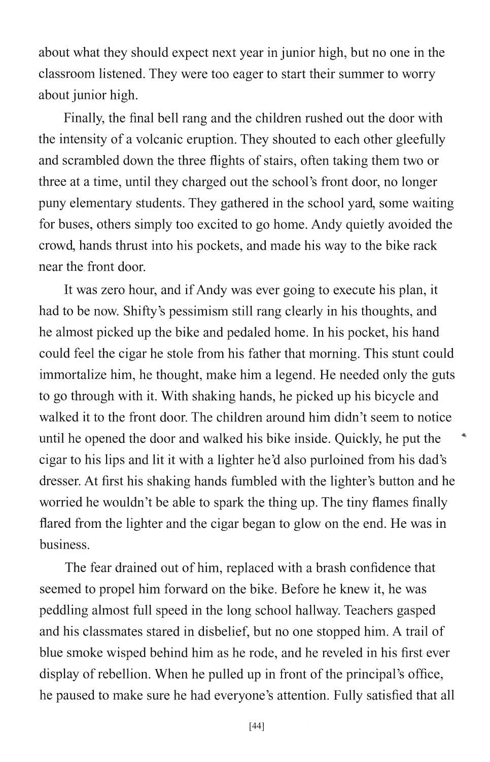about what they should expect next year in junior high, but no one in the classroom listened. They were too eager to start their summer to worry about junior high.

Finally, the final bell rang and the children rushed out the door with the intensity of a volcanic eruption. They shouted to each other gleefully and scrambled down the three flights of stairs, often taking them two or three at a time, until they charged out the school's front door, no longer puny elementary students. They gathered in the school yard, some waiting for buses, others simply too excited to go home. Andy quietly avoided the crowd, hands thrust into his pockets, and made his way to the bike rack near the front door.

It was zero hour, and if Andy was ever going to execute his plan, it had to be now. Shifty's pessimism still rang clearly in his thoughts, and he almost picked up the bike and pedaled home. In his pocket, his hand could feel the cigar he stole from his father that morning. This stunt could immortalize him, he thought, make him a legend. He needed only the guts to go through with it. With shaking hands, he picked up his bicycle and walked it to the front door. The children around him didn't seem to notice until he opened the door and walked his bike inside. Quickly, he put the cigar to his lips and lit it with a lighter he'd also purloined from his dad's dresser. At first his shaking hands fumbled with the lighter's button and he worried he wouldn't be able to spark the thing up. The tiny flames finally flared from the lighter and the cigar began to glow on the end. He was in business.

The fear drained out of him, replaced with a brash confidence that seemed to propel him forward on the bike. Before he knew it, he was peddling almost full speed in the long school hallway. Teachers gasped and his classmates stared in disbelief, but no one stopped him. A trail of blue smoke wisped behind him as he rode, and he reveled in his first ever display of rebellion. When he pulled up in front of the principal's office, he paused to make sure he had everyone's attention. Fully satisfied that all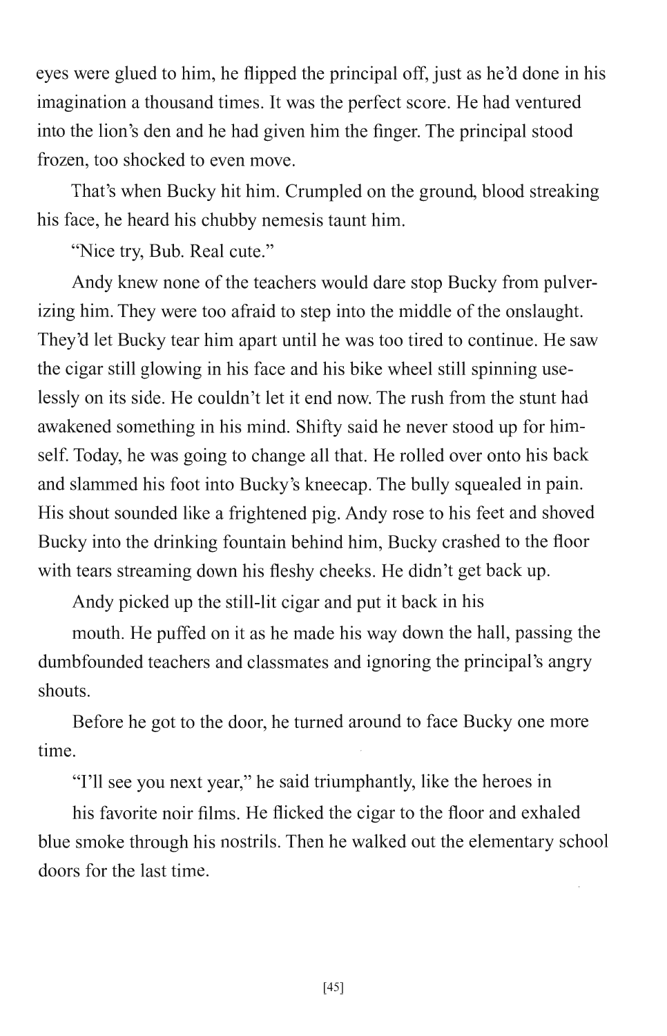eyes were glued to him, he flipped the principal off, just as he'd done in his imagination a thousand times. It was the perfect score. He had ventured into the lion's den and he had given him the finger. The principal stood frozen, too shocked to even move.

That's when Bucky hit him. Crumpled on the ground, blood streaking his face, he heard his chubby nemesis taunt him.

"Nice try, Bub. Real cute."

Andy knew none of the teachers would dare stop Bucky from pulverizing him. They were too afraid to step into the middle of the onslaught. They'd let Bucky tear him apart until he was too tired to continue. He saw the cigar still glowing in his face and his bike wheel still spinning uselessly on its side. He couldn't let it end now. The rush from the stunt had awakened something in his mind. Shifty said he never stood up for himself. Today, he was going to change all that. He rolled over onto his back and slammed his foot into Bucky's kneecap. The bully squealed in pain. His shout sounded like a frightened pig. Andy rose to his feet and shoved Bucky into the drinking fountain behind him, Bucky crashed to the floor with tears streaming down his fleshy cheeks. He didn't get back up.

Andy picked up the still-lit cigar and put it back in his mouth. He puffed on it as he made his way down the hall, passing the dumbfounded teachers and classmates and ignoring the principal's angry shouts.

Before he got to the door, he turned around to face Bucky one more time.

"I'll see you next year," he said triumphantly, like the heroes in his favorite noir films. He flicked the cigar to the floor and exhaled blue smoke through his nostrils. Then he walked out the elementary school doors for the last time.